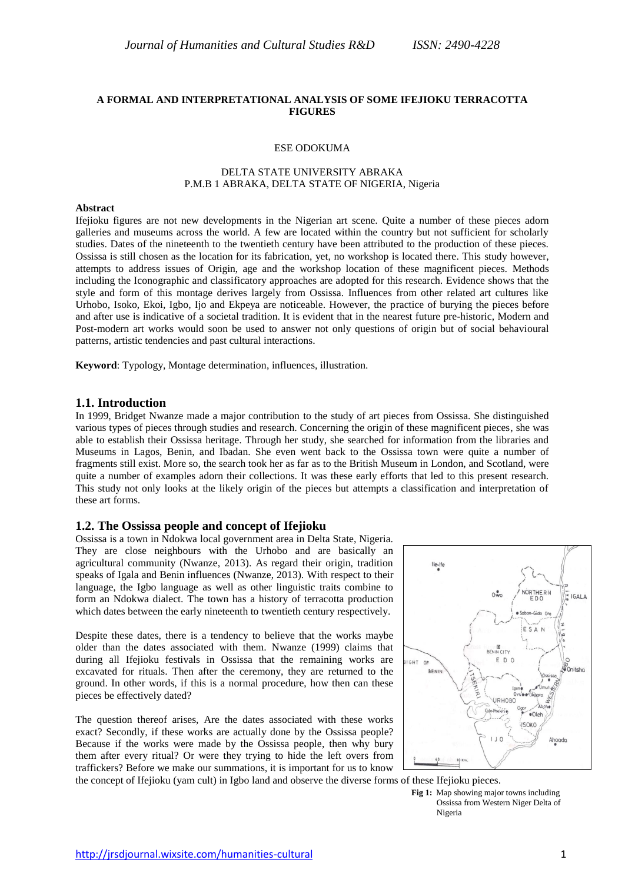**A FORMAL AND INTERPRETATIONAL ANALYSIS OF SOME IFEJIOKU TERRACOTTA FIGURES**

ESE ODOKUMA

DELTA STATE UNIVERSITY ABRAKA
P.M.B 1 ABRAKA, DELTA STATE OF NIGERIA, Nigeria

**Abstract**

Ifejioku figures are not new developments in the Nigerian art scene. Quite a number of these pieces adorn galleries and museums across the world. A few are located within the country but not sufficient for scholarly studies. Dates of the nineteenth to the twentieth century have been attributed to the production of these pieces. Ossissa is still chosen as the location for its fabrication, yet, no workshop is located there. This study however, attempts to address issues of Origin, age and the workshop location of these magnificent pieces. Methods including the Iconographic and classificatory approaches are adopted for this research. Evidence shows that the style and form of this montage derives largely from Ossissa. Influences from other related art cultures like Urhobo, Isoko, Ekoi, Igbo, Ijo and Ekpeya are noticeable. However, the practice of burying the pieces before and after use is indicative of a societal tradition. It is evident that in the nearest future pre-historic, Modern and Post-modern art works would soon be used to answer not only questions of origin but of social behavioural patterns, artistic tendencies and past cultural interactions.

**Keyword**: Typology, Montage determination, influences, illustration.

## 1.1. Introduction

In 1999, Bridget Nwanze made a major contribution to the study of art pieces from Ossissa. She distinguished various types of pieces through studies and research. Concerning the origin of these magnificent pieces, she was able to establish their Ossissa heritage. Through her study, she searched for information from the libraries and Museums in Lagos, Benin, and Ibadan. She even went back to the Ossissa town were quite a number of fragments still exist. More so, the search took her as far as to the British Museum in London, and Scotland, were quite a number of examples adorn their collections. It was these early efforts that led to this present research. This study not only looks at the likely origin of the pieces but attempts a classification and interpretation of these art forms.

## 1.2. The Ossissa people and concept of Ifejioku

Ossissa is a town in Ndokwa local government area in Delta State, Nigeria. They are close neighbours with the Urhobo and are basically an agricultural community (Nwanze, 2013). As regard their origin, tradition speaks of Igala and Benin influences (Nwanze, 2013). With respect to their language, the Igbo language as well as other linguistic traits combine to form an Ndokwa dialect. The town has a history of terracotta production which dates between the early nineteenth to twentieth century respectively.

Despite these dates, there is a tendency to believe that the works maybe older than the dates associated with them. Nwanze (1999) claims that during all Ifejioku festivals in Ossissa that the remaining works are excavated for rituals. Then after the ceremony, they are returned to the ground. In other words, if this is a normal procedure, how then can these pieces be effectively dated?

The question thereof arises, Are the dates associated with these works exact? Secondly, if these works are actually done by the Ossissa people? Because if the works were made by the Ossissa people, then why bury them after every ritual? Or were they trying to hide the left overs from traffickers? Before we make our summations, it is important for us to know the concept of Ifejioku (yam cult) in Igbo land and observe the diverse forms of these Ifejioku pieces.

**Fig 1:** Map showing major towns including Ossissa from Western Niger Delta of Nigeria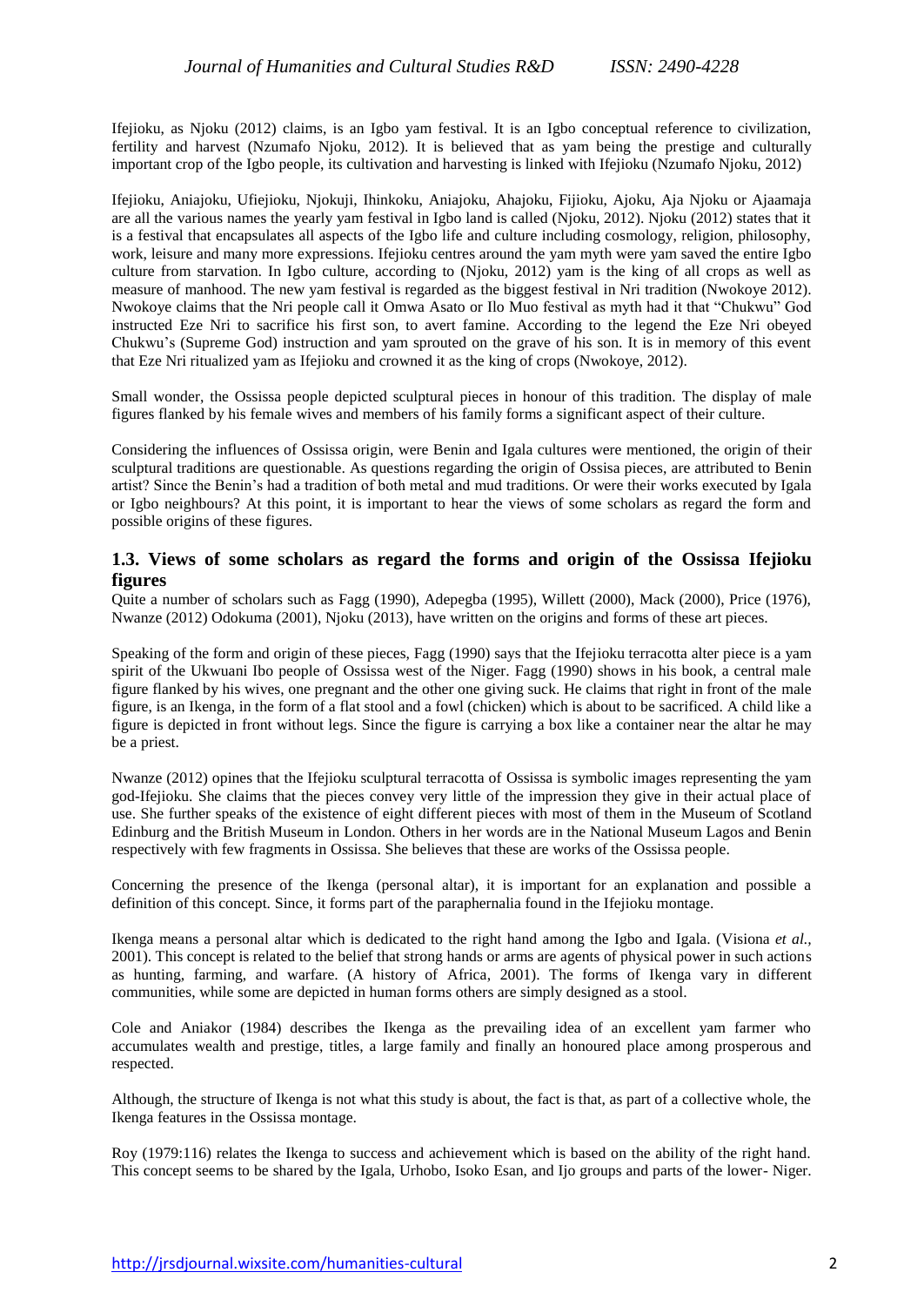Ifejioku, as Njoku (2012) claims, is an Igbo yam festival. It is an Igbo conceptual reference to civilization, fertility and harvest (Nzumafo Njoku, 2012). It is believed that as yam being the prestige and culturally important crop of the Igbo people, its cultivation and harvesting is linked with Ifejioku (Nzumafo Njoku, 2012)

Ifejioku, Aniajoku, Ufiejioku, Njokuji, Ihinkoku, Aniajoku, Ahajoku, Fijioku, Ajoku, Aja Njoku or Ajaamaja are all the various names the yearly yam festival in Igbo land is called (Njoku, 2012). Njoku (2012) states that it is a festival that encapsulates all aspects of the Igbo life and culture including cosmology, religion, philosophy, work, leisure and many more expressions. Ifejioku centres around the yam myth were yam saved the entire Igbo culture from starvation. In Igbo culture, according to (Njoku, 2012) yam is the king of all crops as well as measure of manhood. The new yam festival is regarded as the biggest festival in Nri tradition (Nwokoye 2012). Nwokoye claims that the Nri people call it Omwa Asato or Ilo Muo festival as myth had it that "Chukwu" God instructed Eze Nri to sacrifice his first son, to avert famine. According to the legend the Eze Nri obeyed Chukwu's (Supreme God) instruction and yam sprouted on the grave of his son. It is in memory of this event that Eze Nri ritualized yam as Ifejioku and crowned it as the king of crops (Nwokoye, 2012).

Small wonder, the Ossissa people depicted sculptural pieces in honour of this tradition. The display of male figures flanked by his female wives and members of his family forms a significant aspect of their culture.

Considering the influences of Ossissa origin, were Benin and Igala cultures were mentioned, the origin of their sculptural traditions are questionable. As questions regarding the origin of Ossisa pieces, are attributed to Benin artist? Since the Benin's had a tradition of both metal and mud traditions. Or were their works executed by Igala or Igbo neighbours? At this point, it is important to hear the views of some scholars as regard the form and possible origins of these figures.

## 1.3. Views of some scholars as regard the forms and origin of the Ossissa Ifejioku figures

Quite a number of scholars such as Fagg (1990), Adepegba (1995), Willett (2000), Mack (2000), Price (1976), Nwanze (2012) Odokuma (2001), Njoku (2013), have written on the origins and forms of these art pieces.

Speaking of the form and origin of these pieces, Fagg (1990) says that the Ifejioku terracotta alter piece is a yam spirit of the Ukwuani Ibo people of Ossissa west of the Niger. Fagg (1990) shows in his book, a central male figure flanked by his wives, one pregnant and the other one giving suck. He claims that right in front of the male figure, is an Ikenga, in the form of a flat stool and a fowl (chicken) which is about to be sacrificed. A child like a figure is depicted in front without legs. Since the figure is carrying a box like a container near the altar he may be a priest.

Nwanze (2012) opines that the Ifejioku sculptural terracotta of Ossissa is symbolic images representing the yam god-Ifejioku. She claims that the pieces convey very little of the impression they give in their actual place of use. She further speaks of the existence of eight different pieces with most of them in the Museum of Scotland Edinburg and the British Museum in London. Others in her words are in the National Museum Lagos and Benin respectively with few fragments in Ossissa. She believes that these are works of the Ossissa people.

Concerning the presence of the Ikenga (personal altar), it is important for an explanation and possible a definition of this concept. Since, it forms part of the paraphernalia found in the Ifejioku montage.

Ikenga means a personal altar which is dedicated to the right hand among the Igbo and Igala. (Visiona *et al.,* 2001). This concept is related to the belief that strong hands or arms are agents of physical power in such actions as hunting, farming, and warfare. (A history of Africa, 2001). The forms of Ikenga vary in different communities, while some are depicted in human forms others are simply designed as a stool.

Cole and Aniakor (1984) describes the Ikenga as the prevailing idea of an excellent yam farmer who accumulates wealth and prestige, titles, a large family and finally an honoured place among prosperous and respected.

Although, the structure of Ikenga is not what this study is about, the fact is that, as part of a collective whole, the Ikenga features in the Ossissa montage.

Roy (1979:116) relates the Ikenga to success and achievement which is based on the ability of the right hand. This concept seems to be shared by the Igala, Urhobo, Isoko Esan, and Ijo groups and parts of the lower- Niger.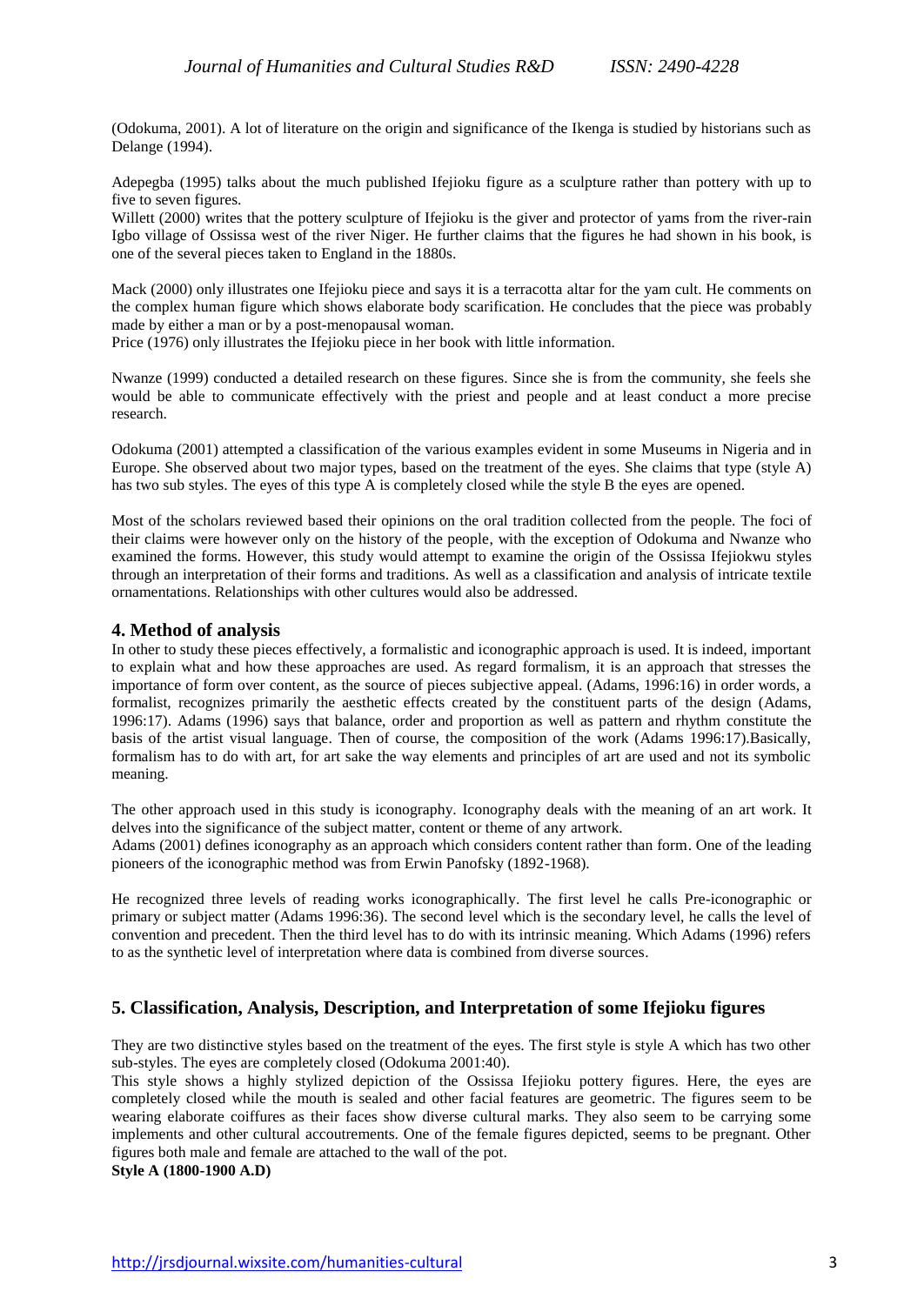(Odokuma, 2001). A lot of literature on the origin and significance of the Ikenga is studied by historians such as Delange (1994).

Adepegba (1995) talks about the much published Ifejioku figure as a sculpture rather than pottery with up to five to seven figures.

Willett (2000) writes that the pottery sculpture of Ifejioku is the giver and protector of yams from the river-rain Igbo village of Ossissa west of the river Niger. He further claims that the figures he had shown in his book, is one of the several pieces taken to England in the 1880s.

Mack (2000) only illustrates one Ifejioku piece and says it is a terracotta altar for the yam cult. He comments on the complex human figure which shows elaborate body scarification. He concludes that the piece was probably made by either a man or by a post-menopausal woman.

Price (1976) only illustrates the Ifejioku piece in her book with little information.

Nwanze (1999) conducted a detailed research on these figures. Since she is from the community, she feels she would be able to communicate effectively with the priest and people and at least conduct a more precise research.

Odokuma (2001) attempted a classification of the various examples evident in some Museums in Nigeria and in Europe. She observed about two major types, based on the treatment of the eyes. She claims that type (style A) has two sub styles. The eyes of this type A is completely closed while the style B the eyes are opened.

Most of the scholars reviewed based their opinions on the oral tradition collected from the people. The foci of their claims were however only on the history of the people, with the exception of Odokuma and Nwanze who examined the forms. However, this study would attempt to examine the origin of the Ossissa Ifejiokwu styles through an interpretation of their forms and traditions. As well as a classification and analysis of intricate textile ornamentations. Relationships with other cultures would also be addressed.

## 4. Method of analysis

In other to study these pieces effectively, a formalistic and iconographic approach is used. It is indeed, important to explain what and how these approaches are used. As regard formalism, it is an approach that stresses the importance of form over content, as the source of pieces subjective appeal. (Adams, 1996:16) in order words, a formalist, recognizes primarily the aesthetic effects created by the constituent parts of the design (Adams, 1996:17). Adams (1996) says that balance, order and proportion as well as pattern and rhythm constitute the basis of the artist visual language. Then of course, the composition of the work (Adams 1996:17).Basically, formalism has to do with art, for art sake the way elements and principles of art are used and not its symbolic meaning.

The other approach used in this study is iconography. Iconography deals with the meaning of an art work. It delves into the significance of the subject matter, content or theme of any artwork.

Adams (2001) defines iconography as an approach which considers content rather than form. One of the leading pioneers of the iconographic method was from Erwin Panofsky (1892-1968).

He recognized three levels of reading works iconographically. The first level he calls Pre-iconographic or primary or subject matter (Adams 1996:36). The second level which is the secondary level, he calls the level of convention and precedent. Then the third level has to do with its intrinsic meaning. Which Adams (1996) refers to as the synthetic level of interpretation where data is combined from diverse sources.

## 5. Classification, Analysis, Description, and Interpretation of some Ifejioku figures

They are two distinctive styles based on the treatment of the eyes. The first style is style A which has two other sub-styles. The eyes are completely closed (Odokuma 2001:40).

This style shows a highly stylized depiction of the Ossissa Ifejioku pottery figures. Here, the eyes are completely closed while the mouth is sealed and other facial features are geometric. The figures seem to be wearing elaborate coiffures as their faces show diverse cultural marks. They also seem to be carrying some implements and other cultural accoutrements. One of the female figures depicted, seems to be pregnant. Other figures both male and female are attached to the wall of the pot.

**Style A (1800-1900 A.D)**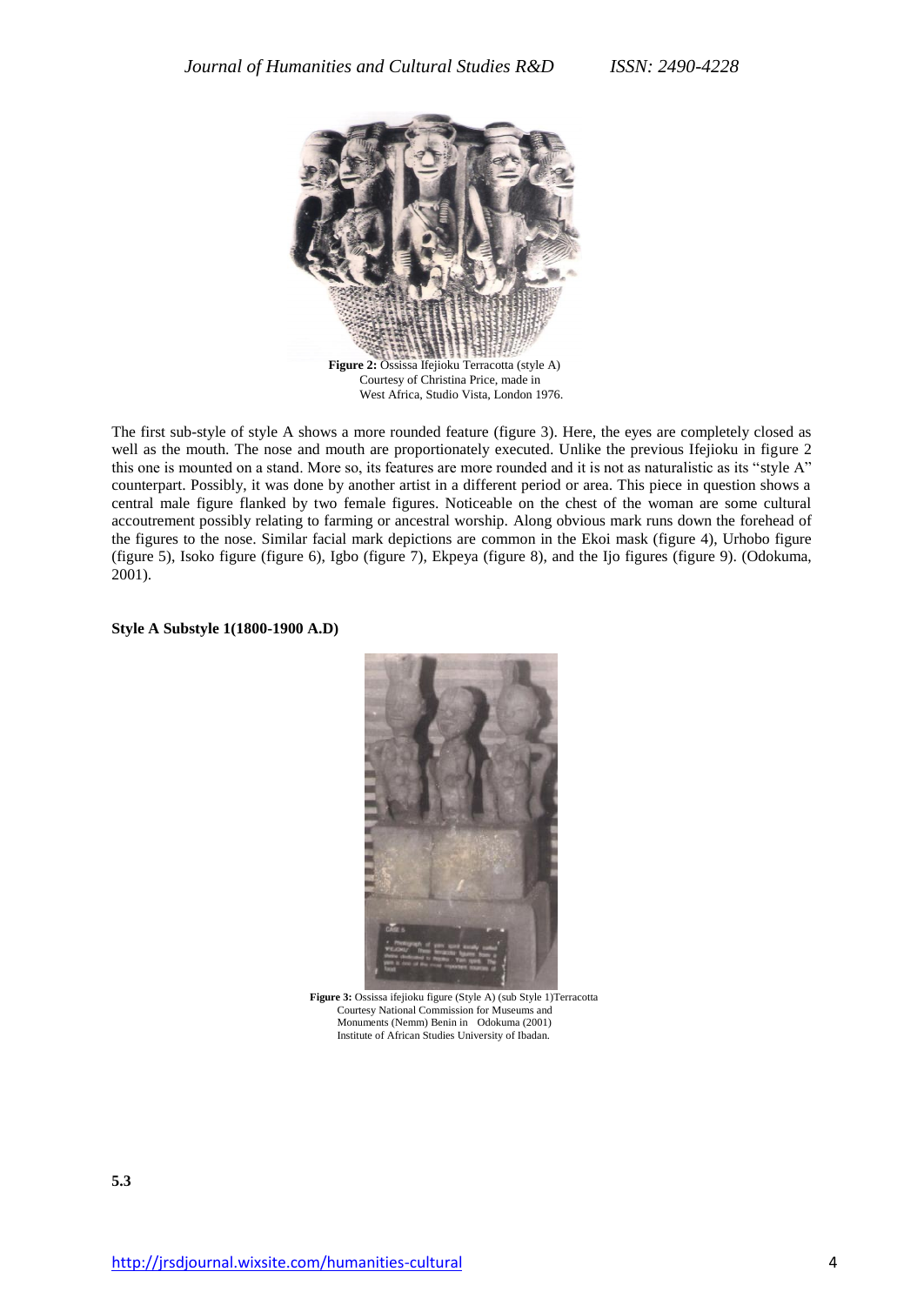**Figure 2:** Ossissa Ifejioku Terracotta (style A)
Courtesy of Christina Price, made in
West Africa, Studio Vista, London 1976.

The first sub-style of style A shows a more rounded feature (figure 3). Here, the eyes are completely closed as well as the mouth. The nose and mouth are proportionately executed. Unlike the previous Ifejioku in figure 2 this one is mounted on a stand. More so, its features are more rounded and it is not as naturalistic as its "style A" counterpart. Possibly, it was done by another artist in a different period or area. This piece in question shows a central male figure flanked by two female figures. Noticeable on the chest of the woman are some cultural accoutrement possibly relating to farming or ancestral worship. Along obvious mark runs down the forehead of the figures to the nose. Similar facial mark depictions are common in the Ekoi mask (figure 4), Urhobo figure (figure 5), Isoko figure (figure 6), Igbo (figure 7), Ekpeya (figure 8), and the Ijo figures (figure 9). (Odokuma, 2001).

**Style A Substyle 1(1800-1900 A.D)**

**Figure 3:** Ossissa ifejioku figure (Style A) (sub Style 1)Terracotta
Courtesy National Commission for Museums and
Monuments (Nemm) Benin in Odokuma (2001)
Institute of African Studies University of Ibadan.

**5.3**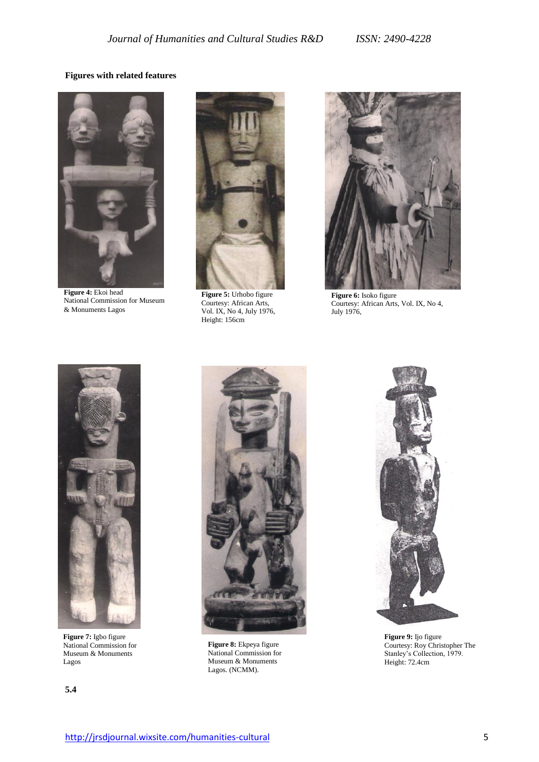**Figures with related features**

**Figure 4:** Ekoi head
National Commission for Museum & Monuments Lagos

**Figure 5:** Urhobo figure
Courtesy: African Arts, Vol. IX, No 4, July 1976,
Height: 156cm

**Figure 6:** Isoko figure
Courtesy: African Arts, Vol. IX, No 4, July 1976,

**Figure 7:** Igbo figure
National Commission for Museum & Monuments Lagos

**Figure 8:** Ekpeya figure
National Commission for Museum & Monuments Lagos. (NCMM).

**Figure 9:** Ijo figure
Courtesy: Roy Christopher The Stanley's Collection, 1979.
Height: 72.4cm

**5.4**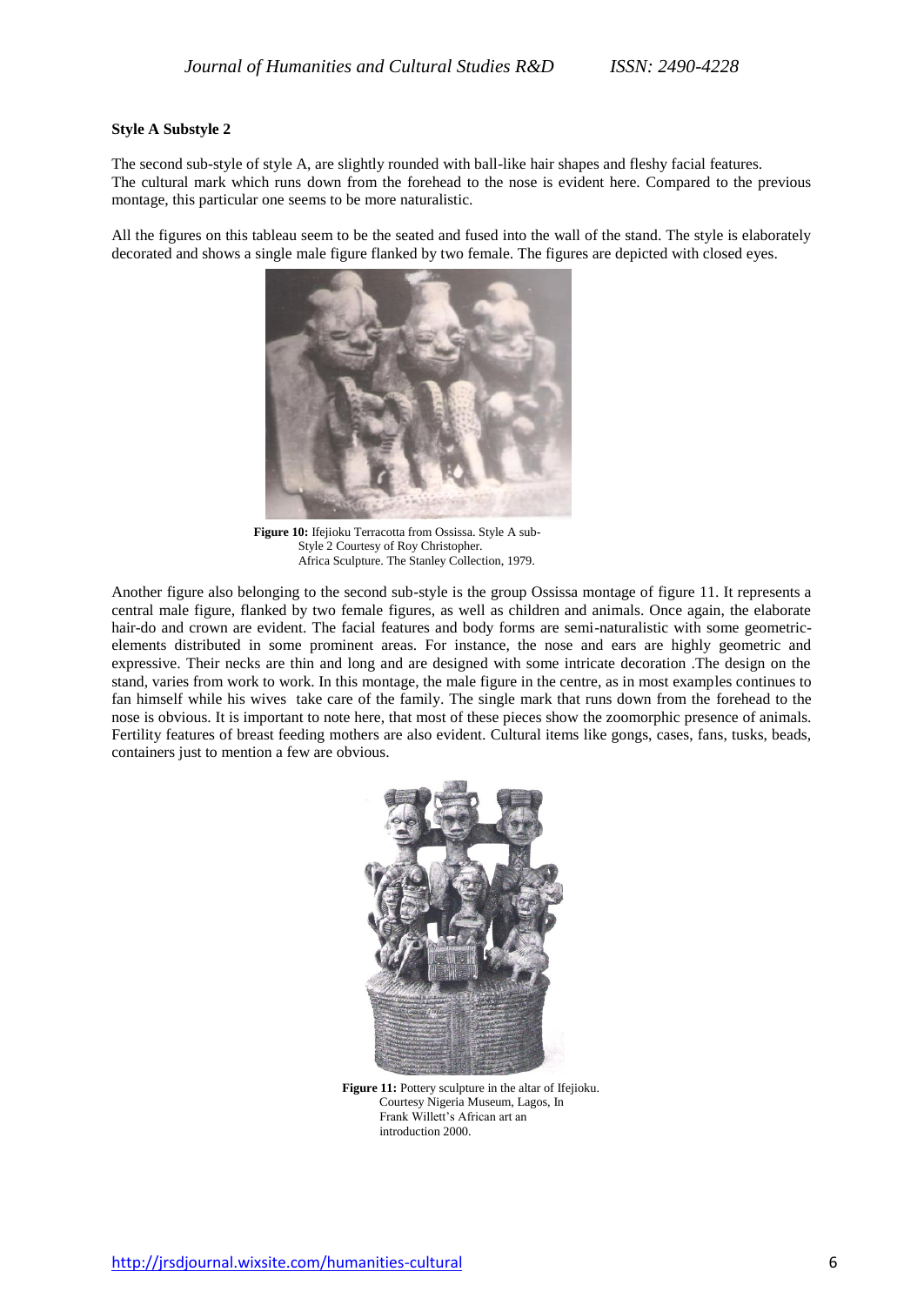**Style A Substyle 2**

The second sub-style of style A, are slightly rounded with ball-like hair shapes and fleshy facial features. The cultural mark which runs down from the forehead to the nose is evident here. Compared to the previous montage, this particular one seems to be more naturalistic.

All the figures on this tableau seem to be the seated and fused into the wall of the stand. The style is elaborately decorated and shows a single male figure flanked by two female. The figures are depicted with closed eyes.

**Figure 10:** Ifejioku Terracotta from Ossissa. Style A sub-Style 2 Courtesy of Roy Christopher. Africa Sculpture. The Stanley Collection, 1979.

Another figure also belonging to the second sub-style is the group Ossissa montage of figure 11. It represents a central male figure, flanked by two female figures, as well as children and animals. Once again, the elaborate hair-do and crown are evident. The facial features and body forms are semi-naturalistic with some geometric-elements distributed in some prominent areas. For instance, the nose and ears are highly geometric and expressive. Their necks are thin and long and are designed with some intricate decoration .The design on the stand, varies from work to work. In this montage, the male figure in the centre, as in most examples continues to fan himself while his wives take care of the family. The single mark that runs down from the forehead to the nose is obvious. It is important to note here, that most of these pieces show the zoomorphic presence of animals. Fertility features of breast feeding mothers are also evident. Cultural items like gongs, cases, fans, tusks, beads, containers just to mention a few are obvious.

**Figure 11:** Pottery sculpture in the altar of Ifejioku. Courtesy Nigeria Museum, Lagos, In Frank Willett's African art an introduction 2000.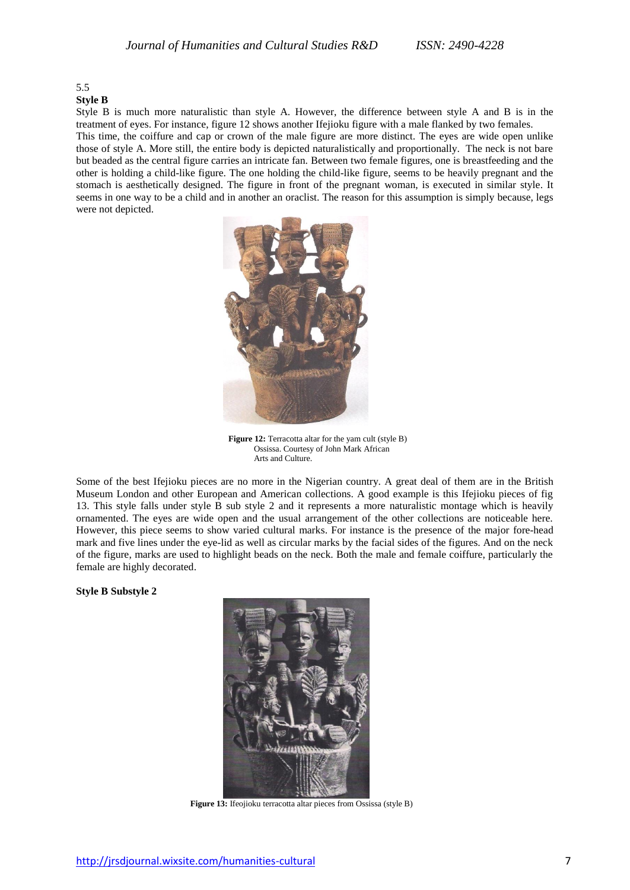## 5.5 Style B

Style B is much more naturalistic than style A. However, the difference between style A and B is in the treatment of eyes. For instance, figure 12 shows another Ifejioku figure with a male flanked by two females.
This time, the coiffure and cap or crown of the male figure are more distinct. The eyes are wide open unlike those of style A. More still, the entire body is depicted naturalistically and proportionally. The neck is not bare but beaded as the central figure carries an intricate fan. Between two female figures, one is breastfeeding and the other is holding a child-like figure. The one holding the child-like figure, seems to be heavily pregnant and the stomach is aesthetically designed. The figure in front of the pregnant woman, is executed in similar style. It seems in one way to be a child and in another an oraclist. The reason for this assumption is simply because, legs were not depicted.

**Figure 12:** Terracotta altar for the yam cult (style B) Ossissa. Courtesy of John Mark African Arts and Culture.

Some of the best Ifejioku pieces are no more in the Nigerian country. A great deal of them are in the British Museum London and other European and American collections. A good example is this Ifejioku pieces of fig 13. This style falls under style B sub style 2 and it represents a more naturalistic montage which is heavily ornamented. The eyes are wide open and the usual arrangement of the other collections are noticeable here. However, this piece seems to show varied cultural marks. For instance is the presence of the major fore-head mark and five lines under the eye-lid as well as circular marks by the facial sides of the figures. And on the neck of the figure, marks are used to highlight beads on the neck. Both the male and female coiffure, particularly the female are highly decorated.

**Style B Substyle 2**

**Figure 13:** Ifeojioku terracotta altar pieces from Ossissa (style B)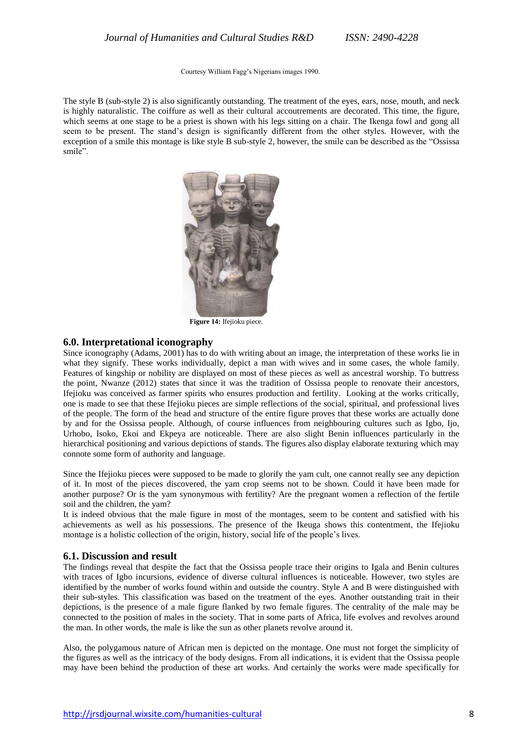Courtesy William Fagg's Nigerians images 1990.

The style B (sub-style 2) is also significantly outstanding. The treatment of the eyes, ears, nose, mouth, and neck is highly naturalistic. The coiffure as well as their cultural accoutrements are decorated. This time, the figure, which seems at one stage to be a priest is shown with his legs sitting on a chair. The Ikenga fowl and gong all seem to be present. The stand's design is significantly different from the other styles. However, with the exception of a smile this montage is like style B sub-style 2, however, the smile can be described as the "Ossissa smile".

**Figure 14:** Ifejioku piece.

## 6.0. Interpretational iconography

Since iconography (Adams, 2001) has to do with writing about an image, the interpretation of these works lie in what they signify. These works individually, depict a man with wives and in some cases, the whole family. Features of kingship or nobility are displayed on most of these pieces as well as ancestral worship. To buttress the point, Nwanze (2012) states that since it was the tradition of Ossissa people to renovate their ancestors, Ifejioku was conceived as farmer spirits who ensures production and fertility. Looking at the works critically, one is made to see that these Ifejioku pieces are simple reflections of the social, spiritual, and professional lives of the people. The form of the head and structure of the entire figure proves that these works are actually done by and for the Ossissa people. Although, of course influences from neighbouring cultures such as Igbo, Ijo, Urhobo, Isoko, Ekoi and Ekpeya are noticeable. There are also slight Benin influences particularly in the hierarchical positioning and various depictions of stands. The figures also display elaborate texturing which may connote some form of authority and language.

Since the Ifejioku pieces were supposed to be made to glorify the yam cult, one cannot really see any depiction of it. In most of the pieces discovered, the yam crop seems not to be shown. Could it have been made for another purpose? Or is the yam synonymous with fertility? Are the pregnant women a reflection of the fertile soil and the children, the yam?

It is indeed obvious that the male figure in most of the montages, seem to be content and satisfied with his achievements as well as his possessions. The presence of the Ikeuga shows this contentment, the Ifejioku montage is a holistic collection of the origin, history, social life of the people's lives.

## 6.1. Discussion and result

The findings reveal that despite the fact that the Ossissa people trace their origins to Igala and Benin cultures with traces of Igbo incursions, evidence of diverse cultural influences is noticeable. However, two styles are identified by the number of works found within and outside the country. Style A and B were distinguished with their sub-styles. This classification was based on the treatment of the eyes. Another outstanding trait in their depictions, is the presence of a male figure flanked by two female figures. The centrality of the male may be connected to the position of males in the society. That in some parts of Africa, life evolves and revolves around the man. In other words, the male is like the sun as other planets revolve around it.

Also, the polygamous nature of African men is depicted on the montage. One must not forget the simplicity of the figures as well as the intricacy of the body designs. From all indications, it is evident that the Ossissa people may have been behind the production of these art works. And certainly the works were made specifically for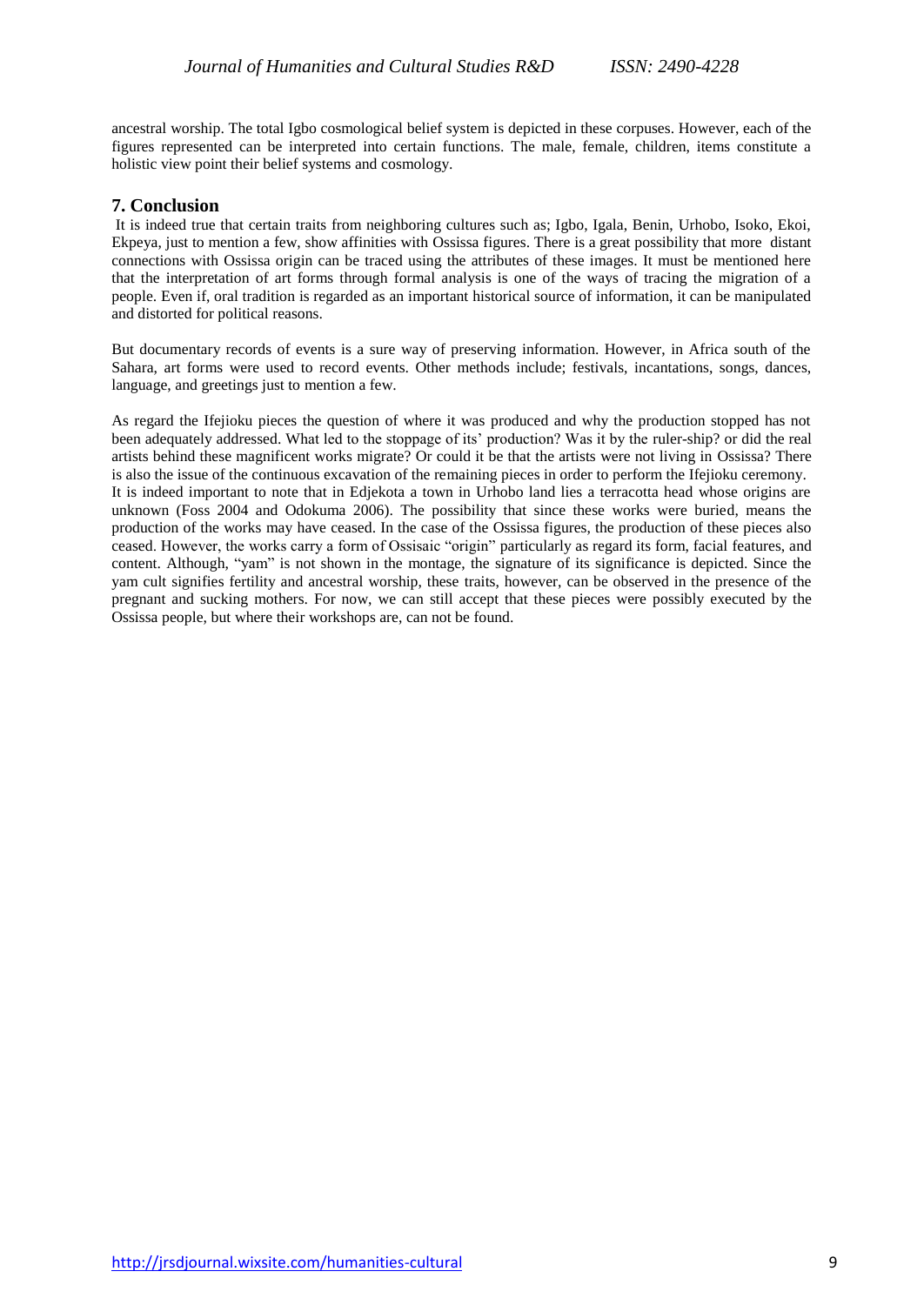ancestral worship. The total Igbo cosmological belief system is depicted in these corpuses. However, each of the figures represented can be interpreted into certain functions. The male, female, children, items constitute a holistic view point their belief systems and cosmology.

## 7. Conclusion

It is indeed true that certain traits from neighboring cultures such as; Igbo, Igala, Benin, Urhobo, Isoko, Ekoi, Ekpeya, just to mention a few, show affinities with Ossissa figures. There is a great possibility that more distant connections with Ossissa origin can be traced using the attributes of these images. It must be mentioned here that the interpretation of art forms through formal analysis is one of the ways of tracing the migration of a people. Even if, oral tradition is regarded as an important historical source of information, it can be manipulated and distorted for political reasons.

But documentary records of events is a sure way of preserving information. However, in Africa south of the Sahara, art forms were used to record events. Other methods include; festivals, incantations, songs, dances, language, and greetings just to mention a few.

As regard the Ifejioku pieces the question of where it was produced and why the production stopped has not been adequately addressed. What led to the stoppage of its' production? Was it by the ruler-ship? or did the real artists behind these magnificent works migrate? Or could it be that the artists were not living in Ossissa? There is also the issue of the continuous excavation of the remaining pieces in order to perform the Ifejioku ceremony. It is indeed important to note that in Edjekota a town in Urhobo land lies a terracotta head whose origins are unknown (Foss 2004 and Odokuma 2006). The possibility that since these works were buried, means the production of the works may have ceased. In the case of the Ossissa figures, the production of these pieces also ceased. However, the works carry a form of Ossisaic "origin" particularly as regard its form, facial features, and content. Although, "yam" is not shown in the montage, the signature of its significance is depicted. Since the yam cult signifies fertility and ancestral worship, these traits, however, can be observed in the presence of the pregnant and sucking mothers. For now, we can still accept that these pieces were possibly executed by the Ossissa people, but where their workshops are, can not be found.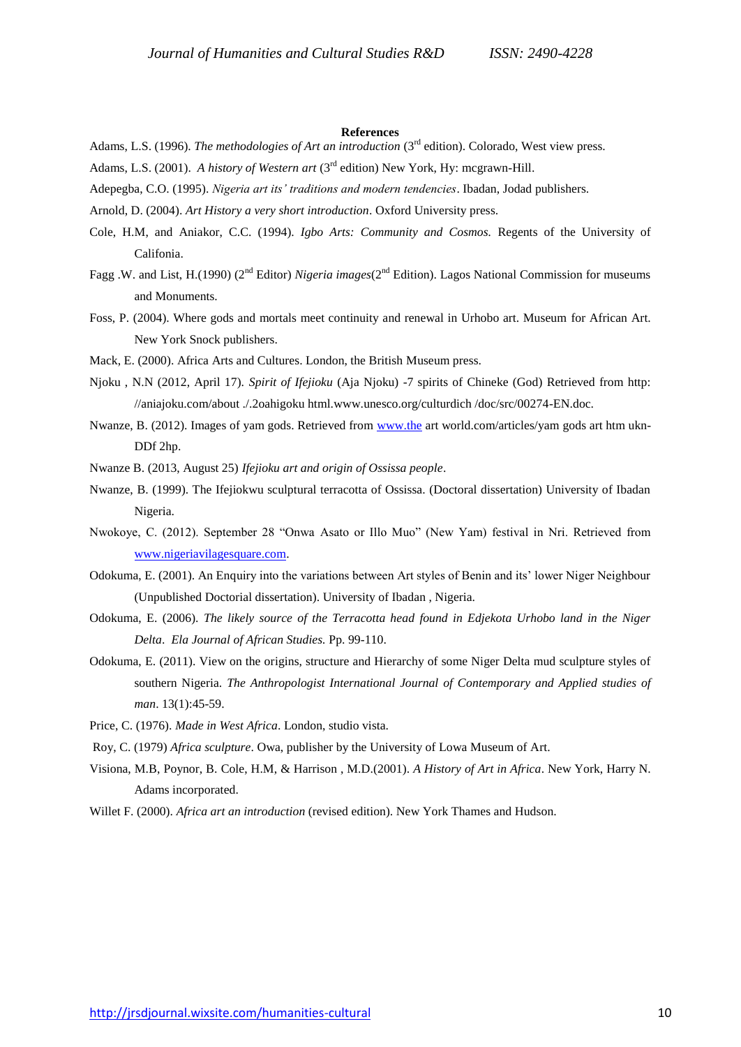**References**

Adams, L.S. (1996). *The methodologies of Art an introduction* (3rd edition). Colorado, West view press.

Adams, L.S. (2001). *A history of Western art* (3rd edition) New York, Hy: mcgrawn-Hill.

Adepegba, C.O. (1995). *Nigeria art its' traditions and modern tendencies*. Ibadan, Jodad publishers.

Arnold, D. (2004). *Art History a very short introduction*. Oxford University press.

Cole, H.M, and Aniakor, C.C. (1994). *Igbo Arts: Community and Cosmos.* Regents of the University of Califonia.

Fagg .W. and List, H.(1990) (2nd Editor) *Nigeria images*(2nd Edition). Lagos National Commission for museums and Monuments.

Foss, P. (2004). Where gods and mortals meet continuity and renewal in Urhobo art. Museum for African Art. New York Snock publishers.

Mack, E. (2000). Africa Arts and Cultures. London, the British Museum press.

Njoku , N.N (2012, April 17). *Spirit of Ifejioku* (Aja Njoku) -7 spirits of Chineke (God) Retrieved from http: //aniajoku.com/about ./.2oahigoku html.www.unesco.org/culturdich /doc/src/00274-EN.doc.

Nwanze, B. (2012). Images of yam gods. Retrieved from www.the art world.com/articles/yam gods art htm ukn-DDf 2hp.

Nwanze B. (2013, August 25) *Ifejioku art and origin of Ossissa people*.

Nwanze, B. (1999). The Ifejiokwu sculptural terracotta of Ossissa. (Doctoral dissertation) University of Ibadan Nigeria.

Nwokoye, C. (2012). September 28 "Onwa Asato or Illo Muo" (New Yam) festival in Nri. Retrieved from www.nigeriavilagesquare.com.

Odokuma, E. (2001). An Enquiry into the variations between Art styles of Benin and its' lower Niger Neighbour (Unpublished Doctorial dissertation). University of Ibadan , Nigeria.

Odokuma, E. (2006). *The likely source of the Terracotta head found in Edjekota Urhobo land in the Niger Delta*. *Ela Journal of African Studies.* Pp. 99-110.

Odokuma, E. (2011). View on the origins, structure and Hierarchy of some Niger Delta mud sculpture styles of southern Nigeria. *The Anthropologist International Journal of Contemporary and Applied studies of man*. 13(1):45-59.

Price, C. (1976). *Made in West Africa*. London, studio vista.

Roy, C. (1979) *Africa sculpture*. Owa, publisher by the University of Lowa Museum of Art.

Visiona, M.B, Poynor, B. Cole, H.M, & Harrison , M.D.(2001). *A History of Art in Africa*. New York, Harry N. Adams incorporated.

Willet F. (2000). *Africa art an introduction* (revised edition). New York Thames and Hudson.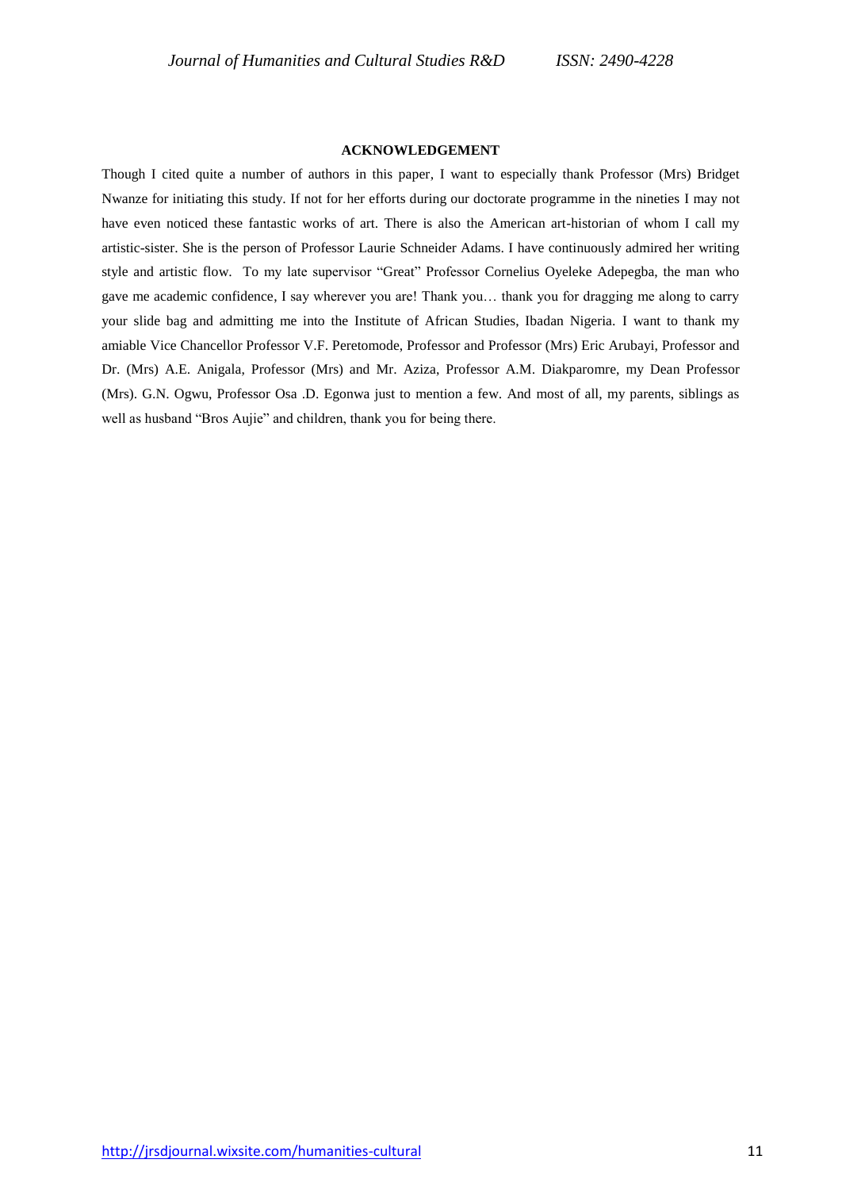## ACKNOWLEDGEMENT

Though I cited quite a number of authors in this paper, I want to especially thank Professor (Mrs) Bridget Nwanze for initiating this study. If not for her efforts during our doctorate programme in the nineties I may not have even noticed these fantastic works of art. There is also the American art-historian of whom I call my artistic-sister. She is the person of Professor Laurie Schneider Adams. I have continuously admired her writing style and artistic flow. To my late supervisor "Great" Professor Cornelius Oyeleke Adepegba, the man who gave me academic confidence, I say wherever you are! Thank you… thank you for dragging me along to carry your slide bag and admitting me into the Institute of African Studies, Ibadan Nigeria. I want to thank my amiable Vice Chancellor Professor V.F. Peretomode, Professor and Professor (Mrs) Eric Arubayi, Professor and Dr. (Mrs) A.E. Anigala, Professor (Mrs) and Mr. Aziza, Professor A.M. Diakparomre, my Dean Professor (Mrs). G.N. Ogwu, Professor Osa .D. Egonwa just to mention a few. And most of all, my parents, siblings as well as husband "Bros Aujie" and children, thank you for being there.